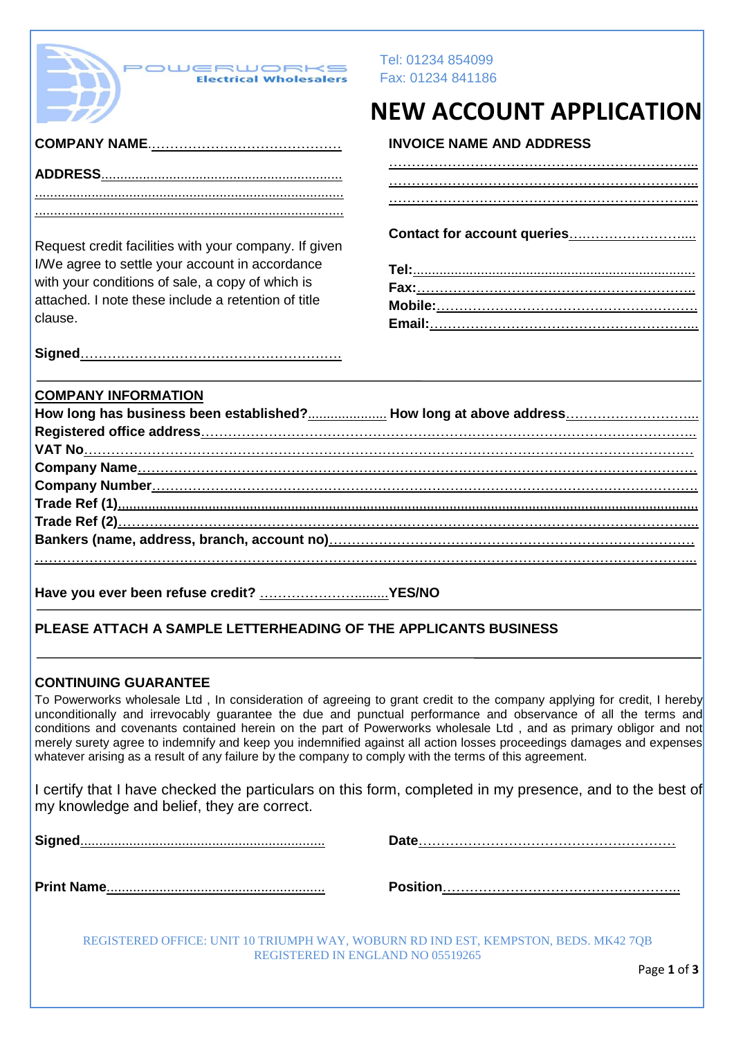POWERWORKS
Electrical Wholesalers

Tel: 01234 854099
Fax: 01234 841186

# NEW ACCOUNT APPLICATION

**COMPANY NAME**……………………………………

**ADDRESS**............................................................................
...........................................................................................
...........................................................................................

**INVOICE NAME AND ADDRESS**
………………………………………………………………..
………………………………………………………………..
………………………………………………………………..

**Contact for account queries**……………………….....

**Tel:**...........................................................................
**Fax:**………………………………………………………..
**Mobile:**……………………………………………………
**Email:**……………………………………………………...

Request credit facilities with your company. If given I/We agree to settle your account in accordance with your conditions of sale, a copy of which is attached. I note these include a retention of title clause.

**Signed**…………………………………………………

## COMPANY INFORMATION

**How long has business been established?**..................... **How long at above address**………………………...
**Registered office address**……………………………………………………………………………………………..
**VAT No**………………………………………………………………………………………………………………
**Company Name**……………………………………………………………………………………………………
**Company Number**…………………………………………………………………………………………………..
**Trade Ref (1)**...................................................................................................................................
**Trade Ref (2)**…………………………………………………………………………………………………...
**Bankers (name, address, branch, account no)**………………………………………………………………………
……………………………………………………………………………………………………………………...

**Have you ever been refuse credit?** ………………….........**YES/NO**

**PLEASE ATTACH A SAMPLE LETTERHEADING OF THE APPLICANTS BUSINESS**

## CONTINUING GUARANTEE

To Powerworks wholesale Ltd , In consideration of agreeing to grant credit to the company applying for credit, I hereby unconditionally and irrevocably guarantee the due and punctual performance and observance of all the terms and conditions and covenants contained herein on the part of Powerworks wholesale Ltd , and as primary obligor and not merely surety agree to indemnify and keep you indemnified against all action losses proceedings damages and expenses whatever arising as a result of any failure by the company to comply with the terms of this agreement.

I certify that I have checked the particulars on this form, completed in my presence, and to the best of my knowledge and belief, they are correct.

**Signed**................................................................. **Date**…………………………………………………

**Print Name**......................................................... **Position**……………………………………………..

REGISTERED OFFICE: UNIT 10 TRIUMPH WAY, WOBURN RD IND EST, KEMPSTON, BEDS. MK42 7QB
REGISTERED IN ENGLAND NO 05519265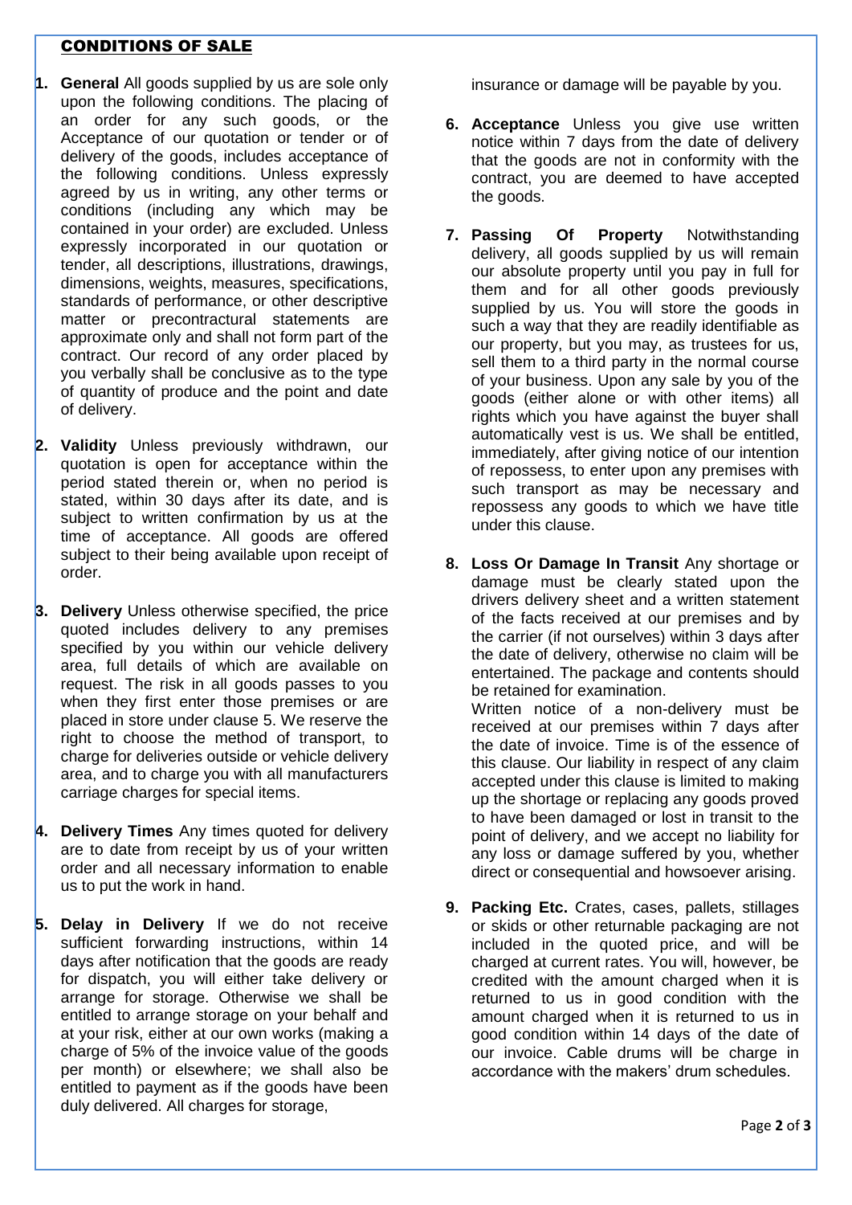## CONDITIONS OF SALE

1. **General** All goods supplied by us are sole only upon the following conditions. The placing of an order for any such goods, or the Acceptance of our quotation or tender or of delivery of the goods, includes acceptance of the following conditions. Unless expressly agreed by us in writing, any other terms or conditions (including any which may be contained in your order) are excluded. Unless expressly incorporated in our quotation or tender, all descriptions, illustrations, drawings, dimensions, weights, measures, specifications, standards of performance, or other descriptive matter or precontractural statements are approximate only and shall not form part of the contract. Our record of any order placed by you verbally shall be conclusive as to the type of quantity of produce and the point and date of delivery.

2. **Validity** Unless previously withdrawn, our quotation is open for acceptance within the period stated therein or, when no period is stated, within 30 days after its date, and is subject to written confirmation by us at the time of acceptance. All goods are offered subject to their being available upon receipt of order.

3. **Delivery** Unless otherwise specified, the price quoted includes delivery to any premises specified by you within our vehicle delivery area, full details of which are available on request. The risk in all goods passes to you when they first enter those premises or are placed in store under clause 5. We reserve the right to choose the method of transport, to charge for deliveries outside or vehicle delivery area, and to charge you with all manufacturers carriage charges for special items.

4. **Delivery Times** Any times quoted for delivery are to date from receipt by us of your written order and all necessary information to enable us to put the work in hand.

5. **Delay in Delivery** If we do not receive sufficient forwarding instructions, within 14 days after notification that the goods are ready for dispatch, you will either take delivery or arrange for storage. Otherwise we shall be entitled to arrange storage on your behalf and at your risk, either at our own works (making a charge of 5% of the invoice value of the goods per month) or elsewhere; we shall also be entitled to payment as if the goods have been duly delivered. All charges for storage, insurance or damage will be payable by you.

6. **Acceptance** Unless you give use written notice within 7 days from the date of delivery that the goods are not in conformity with the contract, you are deemed to have accepted the goods.

7. **Passing Of Property** Notwithstanding delivery, all goods supplied by us will remain our absolute property until you pay in full for them and for all other goods previously supplied by us. You will store the goods in such a way that they are readily identifiable as our property, but you may, as trustees for us, sell them to a third party in the normal course of your business. Upon any sale by you of the goods (either alone or with other items) all rights which you have against the buyer shall automatically vest is us. We shall be entitled, immediately, after giving notice of our intention of repossess, to enter upon any premises with such transport as may be necessary and repossess any goods to which we have title under this clause.

8. **Loss Or Damage In Transit** Any shortage or damage must be clearly stated upon the drivers delivery sheet and a written statement of the facts received at our premises and by the carrier (if not ourselves) within 3 days after the date of delivery, otherwise no claim will be entertained. The package and contents should be retained for examination.
   Written notice of a non-delivery must be received at our premises within 7 days after the date of invoice. Time is of the essence of this clause. Our liability in respect of any claim accepted under this clause is limited to making up the shortage or replacing any goods proved to have been damaged or lost in transit to the point of delivery, and we accept no liability for any loss or damage suffered by you, whether direct or consequential and howsoever arising.

9. **Packing Etc.** Crates, cases, pallets, stillages or skids or other returnable packaging are not included in the quoted price, and will be charged at current rates. You will, however, be credited with the amount charged when it is returned to us in good condition with the amount charged when it is returned to us in good condition within 14 days of the date of our invoice. Cable drums will be charge in accordance with the makers' drum schedules.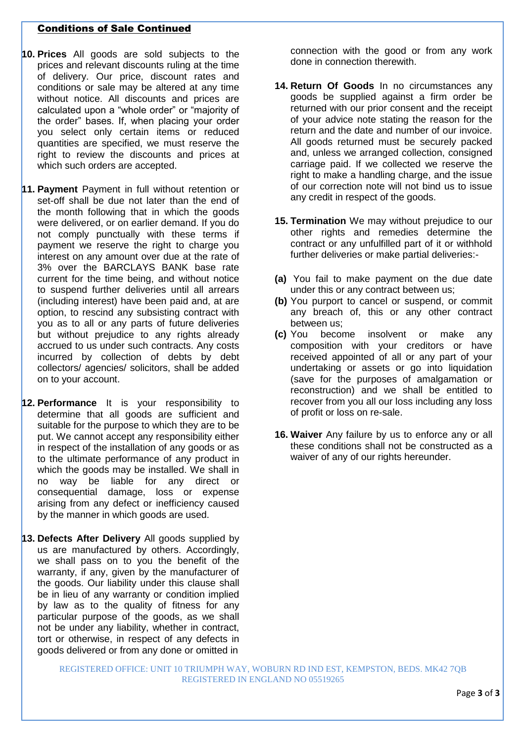## Conditions of Sale Continued

**10. Prices** All goods are sold subjects to the prices and relevant discounts ruling at the time of delivery. Our price, discount rates and conditions or sale may be altered at any time without notice. All discounts and prices are calculated upon a "whole order" or "majority of the order" bases. If, when placing your order you select only certain items or reduced quantities are specified, we must reserve the right to review the discounts and prices at which such orders are accepted.

**11. Payment** Payment in full without retention or set-off shall be due not later than the end of the month following that in which the goods were delivered, or on earlier demand. If you do not comply punctually with these terms if payment we reserve the right to charge you interest on any amount over due at the rate of 3% over the BARCLAYS BANK base rate current for the time being, and without notice to suspend further deliveries until all arrears (including interest) have been paid and, at are option, to rescind any subsisting contract with you as to all or any parts of future deliveries but without prejudice to any rights already accrued to us under such contracts. Any costs incurred by collection of debts by debt collectors/ agencies/ solicitors, shall be added on to your account.

**12. Performance** It is your responsibility to determine that all goods are sufficient and suitable for the purpose to which they are to be put. We cannot accept any responsibility either in respect of the installation of any goods or as to the ultimate performance of any product in which the goods may be installed. We shall in no way be liable for any direct or consequential damage, loss or expense arising from any defect or inefficiency caused by the manner in which goods are used.

**13. Defects After Delivery** All goods supplied by us are manufactured by others. Accordingly, we shall pass on to you the benefit of the warranty, if any, given by the manufacturer of the goods. Our liability under this clause shall be in lieu of any warranty or condition implied by law as to the quality of fitness for any particular purpose of the goods, as we shall not be under any liability, whether in contract, tort or otherwise, in respect of any defects in goods delivered or from any done or omitted in connection with the good or from any work done in connection therewith.

**14. Return Of Goods** In no circumstances any goods be supplied against a firm order be returned with our prior consent and the receipt of your advice note stating the reason for the return and the date and number of our invoice. All goods returned must be securely packed and, unless we arranged collection, consigned carriage paid. If we collected we reserve the right to make a handling charge, and the issue of our correction note will not bind us to issue any credit in respect of the goods.

**15. Termination** We may without prejudice to our other rights and remedies determine the contract or any unfulfilled part of it or withhold further deliveries or make partial deliveries:-

**(a)** You fail to make payment on the due date under this or any contract between us;
**(b)** You purport to cancel or suspend, or commit any breach of, this or any other contract between us;
**(c)** You become insolvent or make any composition with your creditors or have received appointed of all or any part of your undertaking or assets or go into liquidation (save for the purposes of amalgamation or reconstruction) and we shall be entitled to recover from you all our loss including any loss of profit or loss on re-sale.

**16. Waiver** Any failure by us to enforce any or all these conditions shall not be constructed as a waiver of any of our rights hereunder.

REGISTERED OFFICE: UNIT 10 TRIUMPH WAY, WOBURN RD IND EST, KEMPSTON, BEDS. MK42 7QB
REGISTERED IN ENGLAND NO 05519265